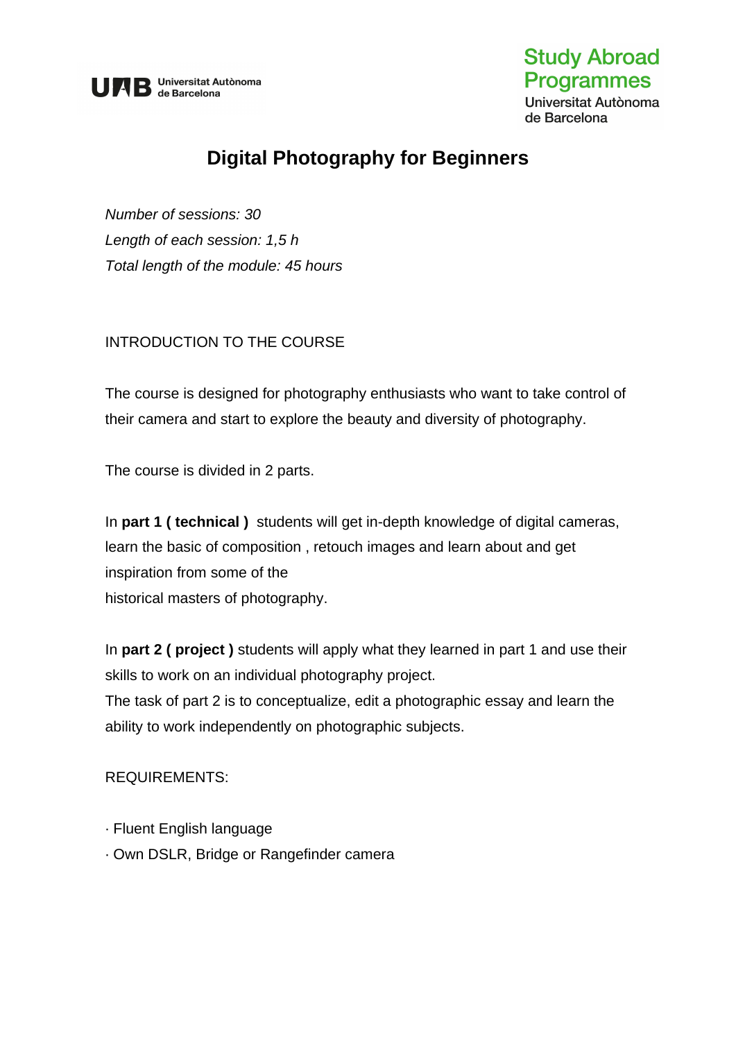# Digital Photography for Beginners

*Number of sessions: 30*

*Length of each session: 1,5 h*

*Total length of the module: 45 hours*

INTRODUCTION TO THE COURSE

The course is designed for photography enthusiasts who want to take control of their camera and start to explore the beauty and diversity of photography.

The course is divided in 2 parts.

In **part 1 ( technical )** students will get in-depth knowledge of digital cameras, learn the basic of composition , retouch images and learn about and get inspiration from some of the historical masters of photography.

In **part 2 ( project )** students will apply what they learned in part 1 and use their skills to work on an individual photography project.
The task of part 2 is to conceptualize, edit a photographic essay and learn the ability to work independently on photographic subjects.

REQUIREMENTS:

· Fluent English language

· Own DSLR, Bridge or Rangefinder camera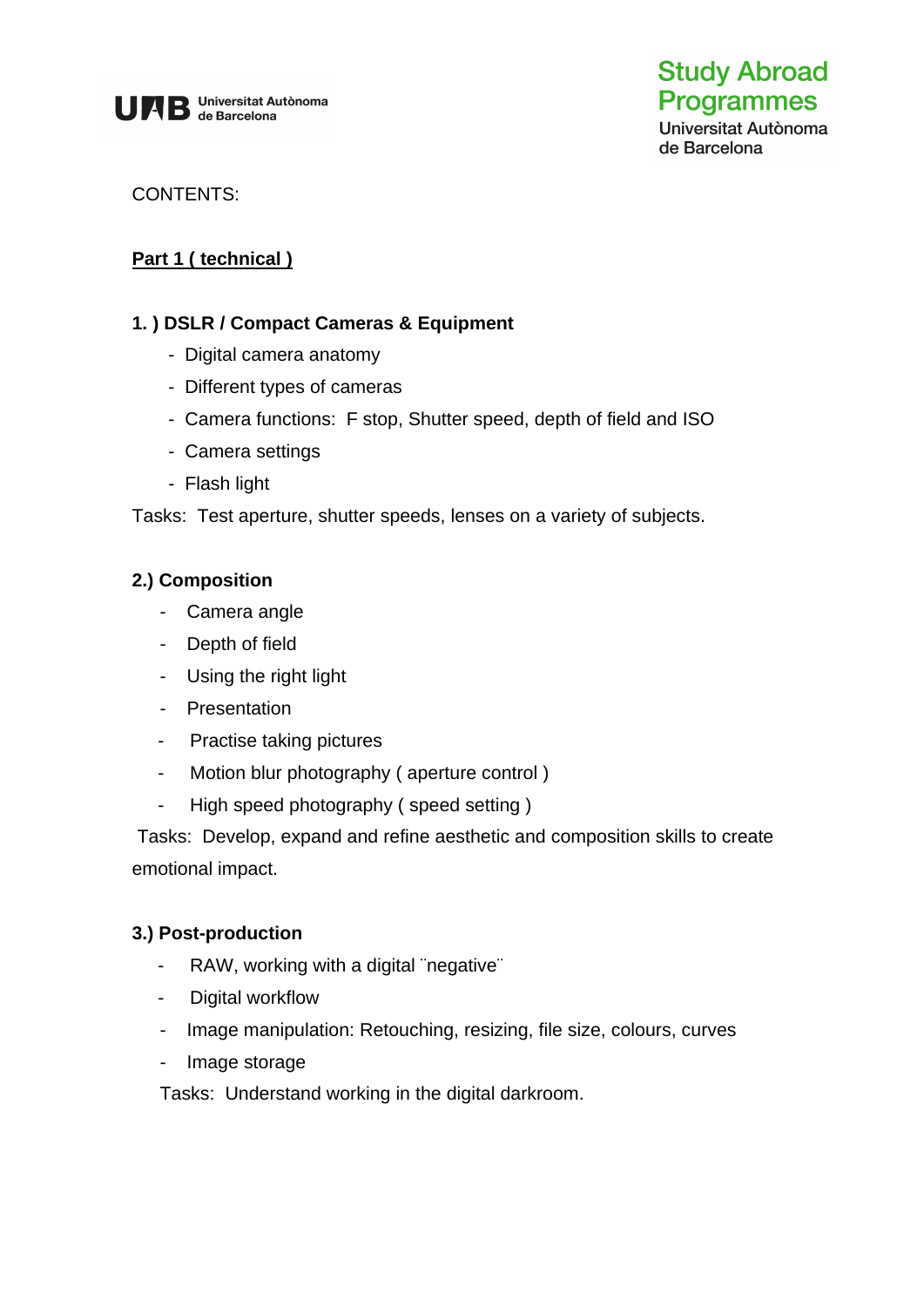CONTENTS:

**Part 1 ( technical )**

**1. ) DSLR / Compact Cameras & Equipment**

- Digital camera anatomy
- Different types of cameras
- Camera functions: F stop, Shutter speed, depth of field and ISO
- Camera settings
- Flash light

Tasks: Test aperture, shutter speeds, lenses on a variety of subjects.

**2.) Composition**

- Camera angle
- Depth of field
- Using the right light
- Presentation
- Practise taking pictures
- Motion blur photography ( aperture control )
- High speed photography ( speed setting )

Tasks: Develop, expand and refine aesthetic and composition skills to create emotional impact.

**3.) Post-production**

- RAW, working with a digital ¨negative¨
- Digital workflow
- Image manipulation: Retouching, resizing, file size, colours, curves
- Image storage

Tasks: Understand working in the digital darkroom.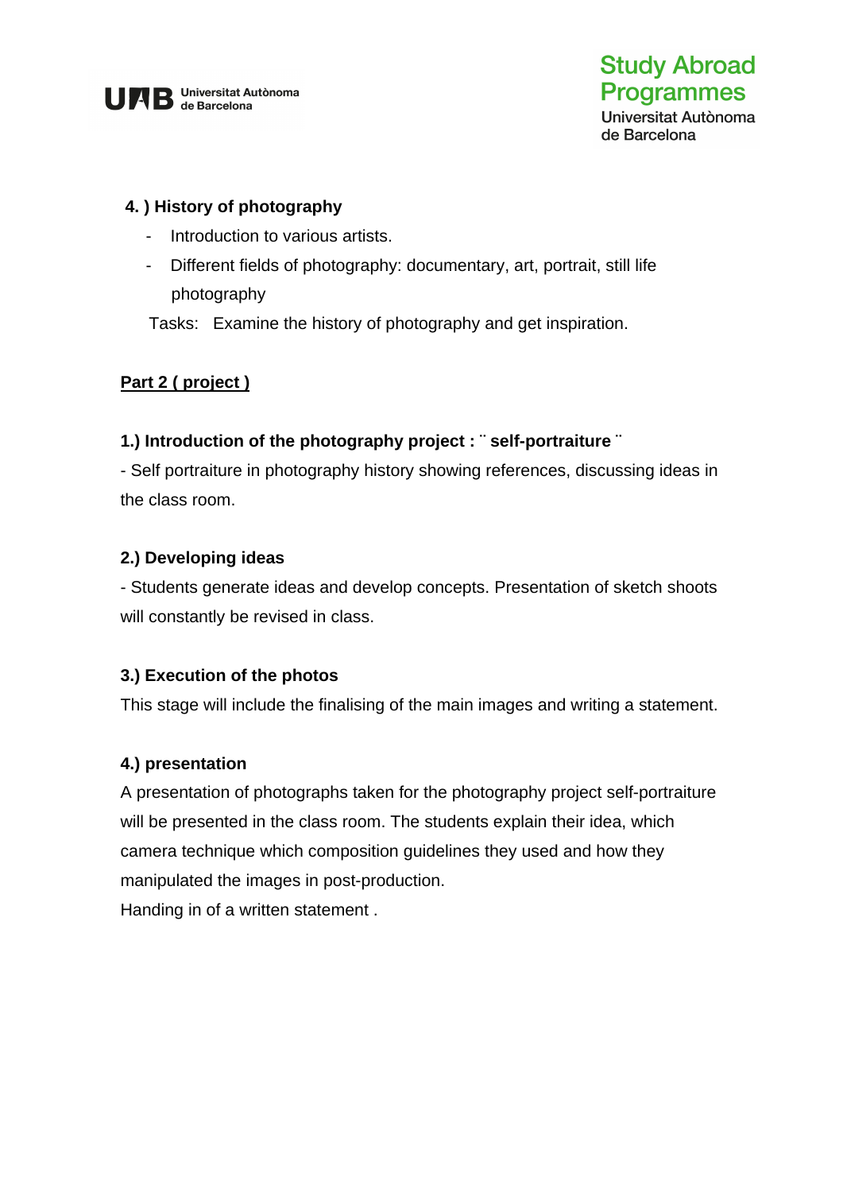**4. ) History of photography**

- Introduction to various artists.
- Different fields of photography: documentary, art, portrait, still life photography

Tasks: Examine the history of photography and get inspiration.

**<u>Part 2 ( project )</u>**

**1.) Introduction of the photography project : ¨ self-portraiture ¨**

- Self portraiture in photography history showing references, discussing ideas in the class room.

**2.) Developing ideas**

- Students generate ideas and develop concepts. Presentation of sketch shoots will constantly be revised in class.

**3.) Execution of the photos**

This stage will include the finalising of the main images and writing a statement.

**4.) presentation**

A presentation of photographs taken for the photography project self-portraiture will be presented in the class room. The students explain their idea, which camera technique which composition guidelines they used and how they manipulated the images in post-production.

Handing in of a written statement .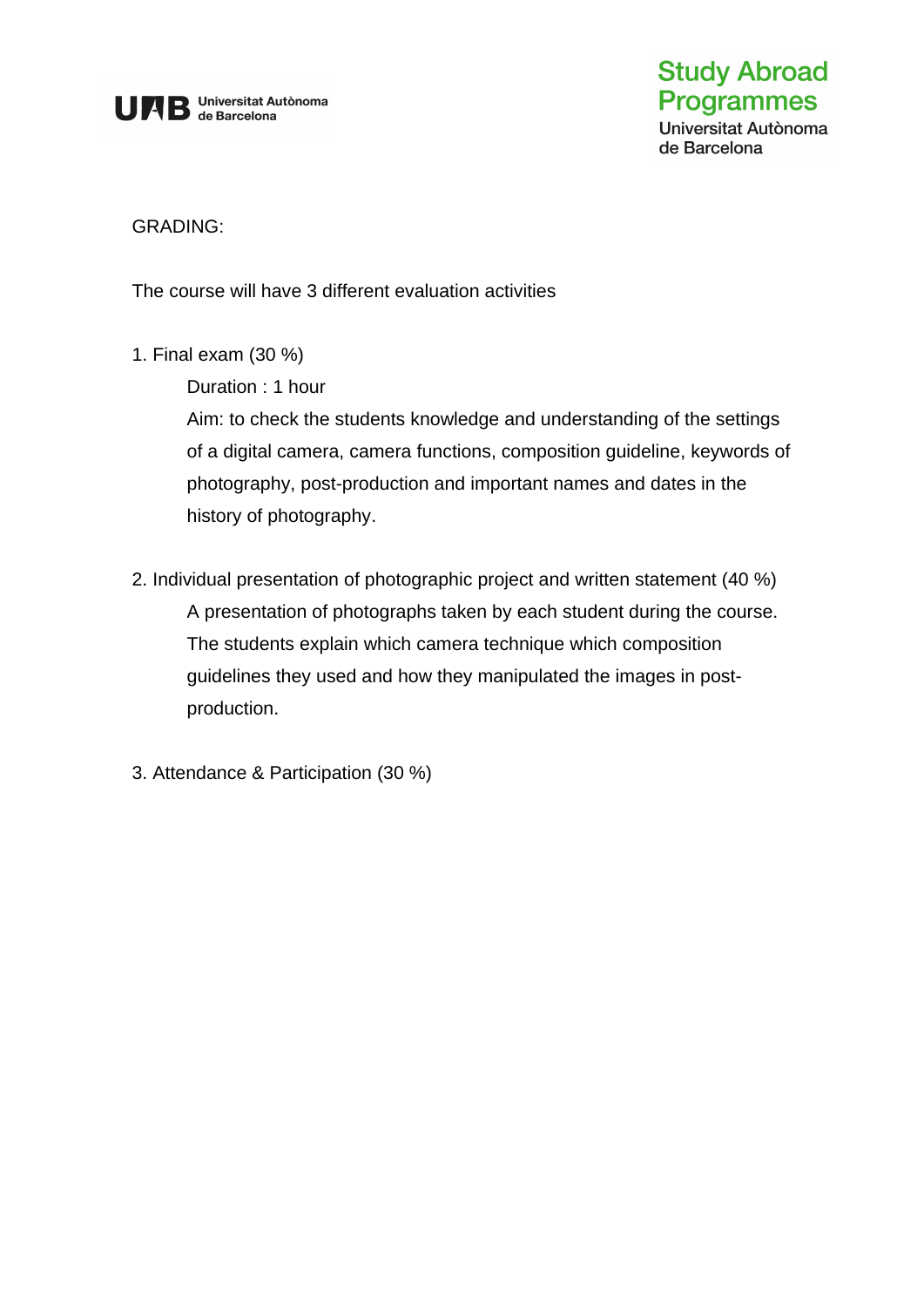GRADING:

The course will have 3 different evaluation activities

1. Final exam (30 %)

   Duration : 1 hour

   Aim: to check the students knowledge and understanding of the settings of a digital camera, camera functions, composition guideline, keywords of photography, post-production and important names and dates in the history of photography.

2. Individual presentation of photographic project and written statement (40 %)

   A presentation of photographs taken by each student during the course. The students explain which camera technique which composition guidelines they used and how they manipulated the images in post-production.

3. Attendance & Participation (30 %)